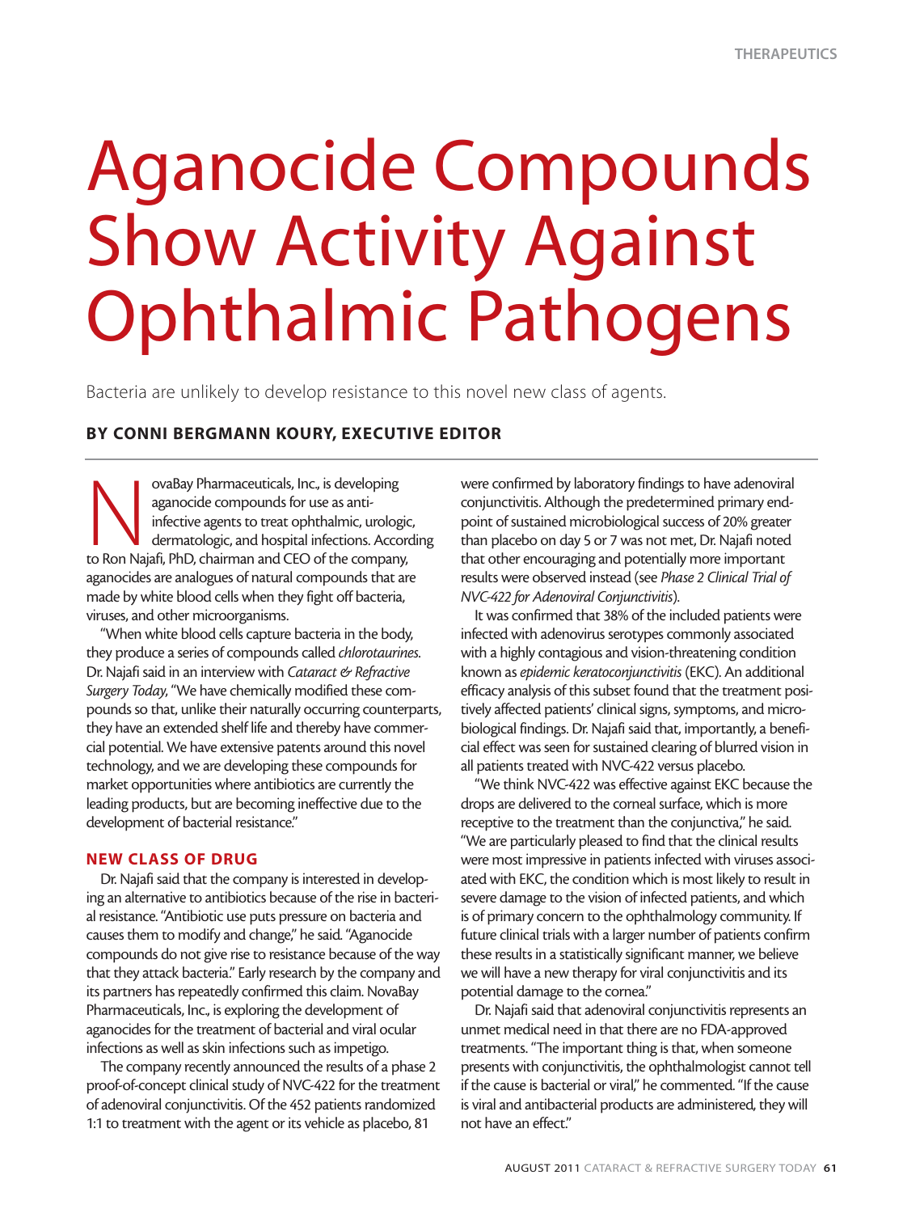# Aganocide Compounds Show Activity Against Ophthalmic Pathogens

Bacteria are unlikely to develop resistance to this novel new class of agents.

**BY CONNI BERGMANN KOURY, EXECUTIVE EDITOR**

NovaBay Pharmaceuticals, Inc., is developing aganocide compounds for use as anti-infective agents to treat ophthalmic, urologic, dermatologic, and hospital infections. According to Ron Najafi, PhD, chairman and CEO of the company, aganocides are analogues of natural compounds that are made by white blood cells when they fight off bacteria, viruses, and other microorganisms.

"When white blood cells capture bacteria in the body, they produce a series of compounds called *chlorotaurines*. Dr. Najafi said in an interview with *Cataract & Refractive Surgery Today*, "We have chemically modified these compounds so that, unlike their naturally occurring counterparts, they have an extended shelf life and thereby have commercial potential. We have extensive patents around this novel technology, and we are developing these compounds for market opportunities where antibiotics are currently the leading products, but are becoming ineffective due to the development of bacterial resistance."

## NEW CLASS OF DRUG

Dr. Najafi said that the company is interested in developing an alternative to antibiotics because of the rise in bacterial resistance. "Antibiotic use puts pressure on bacteria and causes them to modify and change," he said. "Aganocide compounds do not give rise to resistance because of the way that they attack bacteria." Early research by the company and its partners has repeatedly confirmed this claim. NovaBay Pharmaceuticals, Inc., is exploring the development of aganocides for the treatment of bacterial and viral ocular infections as well as skin infections such as impetigo.

The company recently announced the results of a phase 2 proof-of-concept clinical study of NVC-422 for the treatment of adenoviral conjunctivitis. Of the 452 patients randomized 1:1 to treatment with the agent or its vehicle as placebo, 81 were confirmed by laboratory findings to have adenoviral conjunctivitis. Although the predetermined primary endpoint of sustained microbiological success of 20% greater than placebo on day 5 or 7 was not met, Dr. Najafi noted that other encouraging and potentially more important results were observed instead (see *Phase 2 Clinical Trial of NVC-422 for Adenoviral Conjunctivitis*).

It was confirmed that 38% of the included patients were infected with adenovirus serotypes commonly associated with a highly contagious and vision-threatening condition known as *epidemic keratoconjunctivitis* (EKC). An additional efficacy analysis of this subset found that the treatment positively affected patients' clinical signs, symptoms, and microbiological findings. Dr. Najafi said that, importantly, a beneficial effect was seen for sustained clearing of blurred vision in all patients treated with NVC-422 versus placebo.

"We think NVC-422 was effective against EKC because the drops are delivered to the corneal surface, which is more receptive to the treatment than the conjunctiva," he said. "We are particularly pleased to find that the clinical results were most impressive in patients infected with viruses associated with EKC, the condition which is most likely to result in severe damage to the vision of infected patients, and which is of primary concern to the ophthalmology community. If future clinical trials with a larger number of patients confirm these results in a statistically significant manner, we believe we will have a new therapy for viral conjunctivitis and its potential damage to the cornea."

Dr. Najafi said that adenoviral conjunctivitis represents an unmet medical need in that there are no FDA-approved treatments. "The important thing is that, when someone presents with conjunctivitis, the ophthalmologist cannot tell if the cause is bacterial or viral," he commented. "If the cause is viral and antibacterial products are administered, they will not have an effect."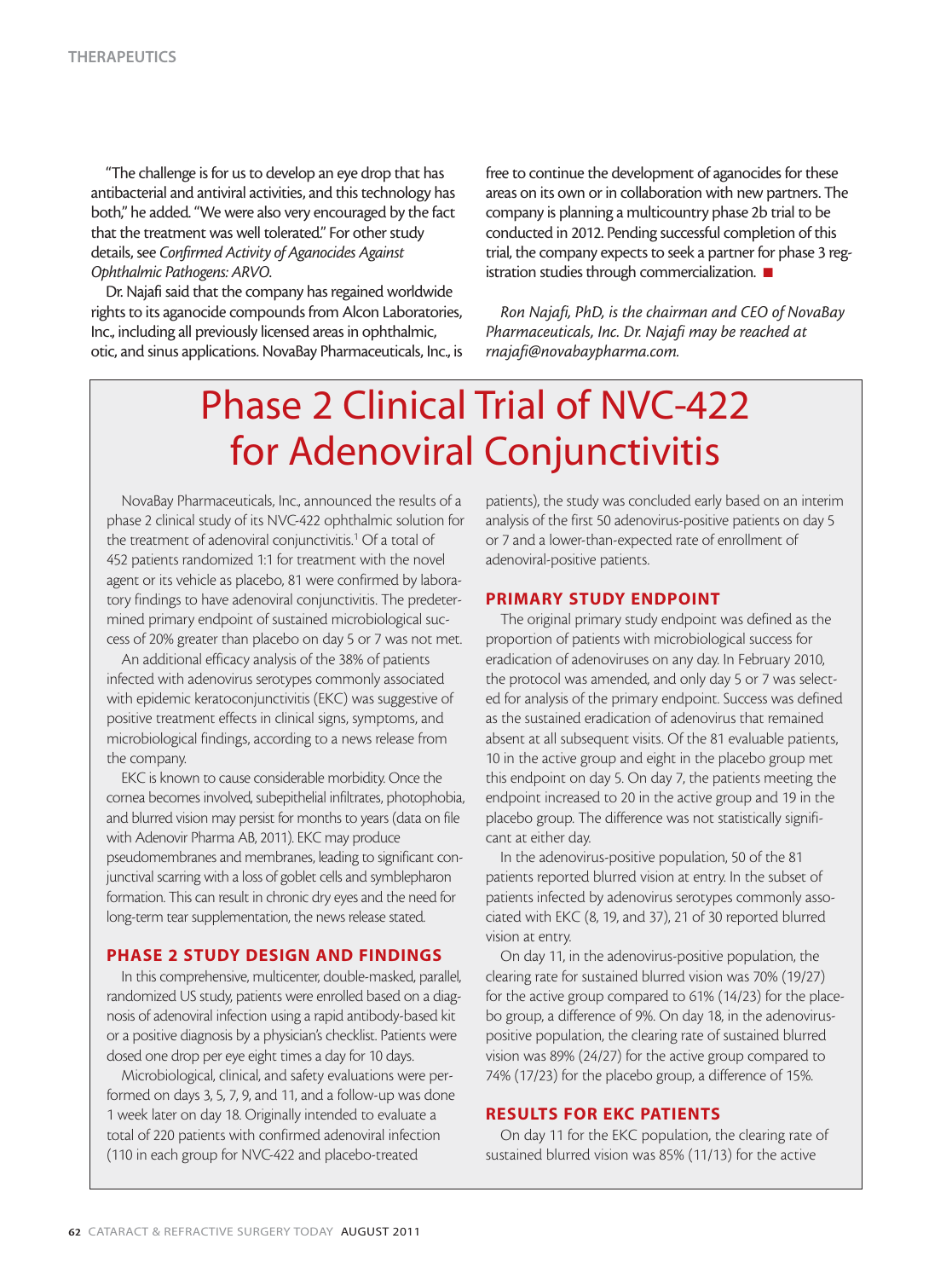"The challenge is for us to develop an eye drop that has antibacterial and antiviral activities, and this technology has both," he added. "We were also very encouraged by the fact that the treatment was well tolerated." For other study details, see *Confirmed Activity of Aganocides Against Ophthalmic Pathogens: ARVO*.

Dr. Najafi said that the company has regained worldwide rights to its aganocide compounds from Alcon Laboratories, Inc., including all previously licensed areas in ophthalmic, otic, and sinus applications. NovaBay Pharmaceuticals, Inc., is free to continue the development of aganocides for these areas on its own or in collaboration with new partners. The company is planning a multicountry phase 2b trial to be conducted in 2012. Pending successful completion of this trial, the company expects to seek a partner for phase 3 registration studies through commercialization. ■

*Ron Najafi, PhD, is the chairman and CEO of NovaBay Pharmaceuticals, Inc. Dr. Najafi may be reached at rnajafi@novabaypharma.com.*

# Phase 2 Clinical Trial of NVC-422 for Adenoviral Conjunctivitis

NovaBay Pharmaceuticals, Inc., announced the results of a phase 2 clinical study of its NVC-422 ophthalmic solution for the treatment of adenoviral conjunctivitis.[1] Of a total of 452 patients randomized 1:1 for treatment with the novel agent or its vehicle as placebo, 81 were confirmed by laboratory findings to have adenoviral conjunctivitis. The predetermined primary endpoint of sustained microbiological success of 20% greater than placebo on day 5 or 7 was not met.

An additional efficacy analysis of the 38% of patients infected with adenovirus serotypes commonly associated with epidemic keratoconjunctivitis (EKC) was suggestive of positive treatment effects in clinical signs, symptoms, and microbiological findings, according to a news release from the company.

EKC is known to cause considerable morbidity. Once the cornea becomes involved, subepithelial infiltrates, photophobia, and blurred vision may persist for months to years (data on file with Adenovir Pharma AB, 2011). EKC may produce pseudomembranes and membranes, leading to significant conjunctival scarring with a loss of goblet cells and symblepharon formation. This can result in chronic dry eyes and the need for long-term tear supplementation, the news release stated.

## PHASE 2 STUDY DESIGN AND FINDINGS

In this comprehensive, multicenter, double-masked, parallel, randomized US study, patients were enrolled based on a diagnosis of adenoviral infection using a rapid antibody-based kit or a positive diagnosis by a physician's checklist. Patients were dosed one drop per eye eight times a day for 10 days.

Microbiological, clinical, and safety evaluations were performed on days 3, 5, 7, 9, and 11, and a follow-up was done 1 week later on day 18. Originally intended to evaluate a total of 220 patients with confirmed adenoviral infection (110 in each group for NVC-422 and placebo-treated patients), the study was concluded early based on an interim analysis of the first 50 adenovirus-positive patients on day 5 or 7 and a lower-than-expected rate of enrollment of adenoviral-positive patients.

## PRIMARY STUDY ENDPOINT

The original primary study endpoint was defined as the proportion of patients with microbiological success for eradication of adenoviruses on any day. In February 2010, the protocol was amended, and only day 5 or 7 was selected for analysis of the primary endpoint. Success was defined as the sustained eradication of adenovirus that remained absent at all subsequent visits. Of the 81 evaluable patients, 10 in the active group and eight in the placebo group met this endpoint on day 5. On day 7, the patients meeting the endpoint increased to 20 in the active group and 19 in the placebo group. The difference was not statistically significant at either day.

In the adenovirus-positive population, 50 of the 81 patients reported blurred vision at entry. In the subset of patients infected by adenovirus serotypes commonly associated with EKC (8, 19, and 37), 21 of 30 reported blurred vision at entry.

On day 11, in the adenovirus-positive population, the clearing rate for sustained blurred vision was 70% (19/27) for the active group compared to 61% (14/23) for the placebo group, a difference of 9%. On day 18, in the adenovirus-positive population, the clearing rate of sustained blurred vision was 89% (24/27) for the active group compared to 74% (17/23) for the placebo group, a difference of 15%.

## RESULTS FOR EKC PATIENTS

On day 11 for the EKC population, the clearing rate of sustained blurred vision was 85% (11/13) for the active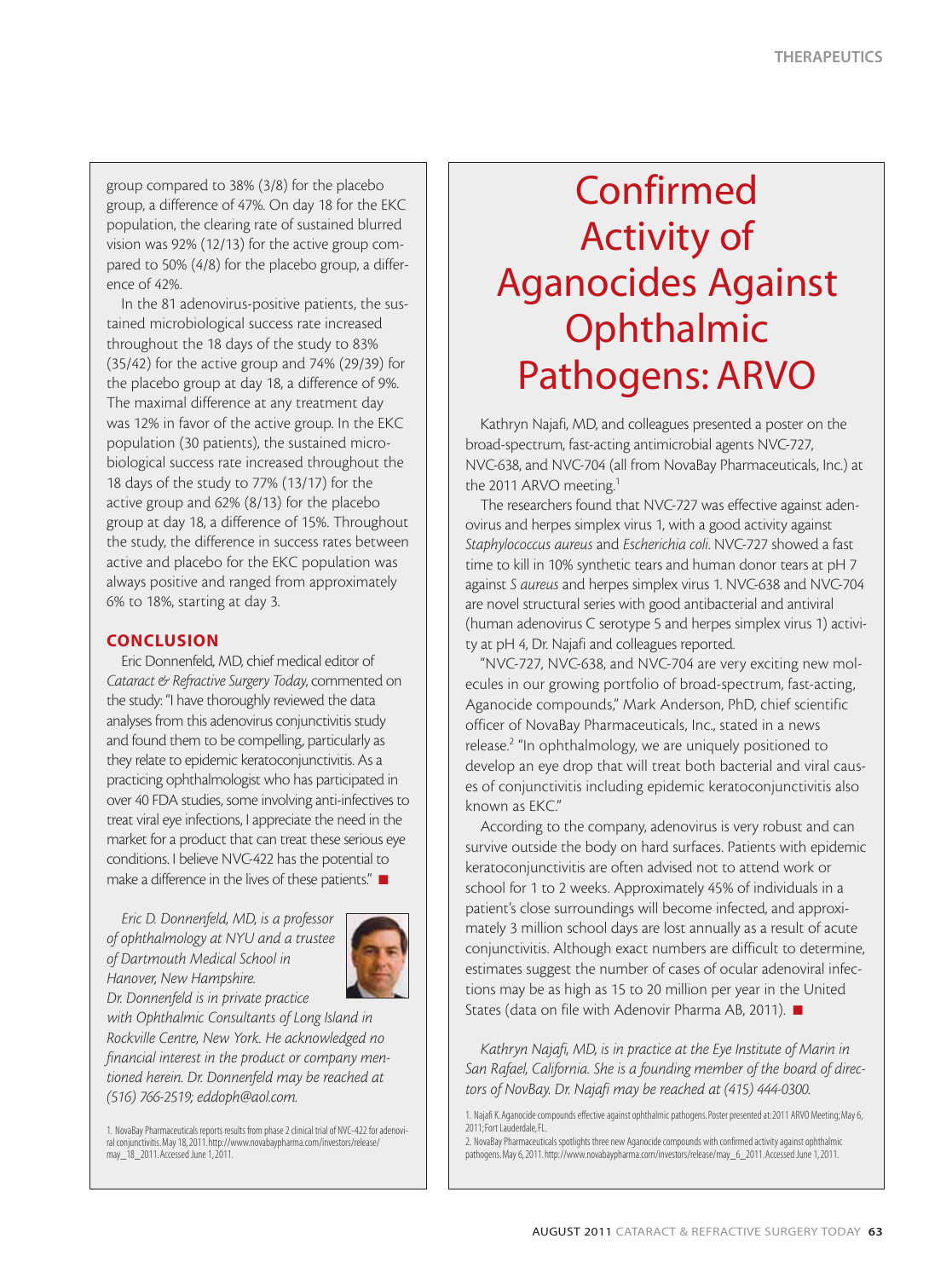group compared to 38% (3/8) for the placebo group, a difference of 47%. On day 18 for the EKC population, the clearing rate of sustained blurred vision was 92% (12/13) for the active group compared to 50% (4/8) for the placebo group, a difference of 42%.

In the 81 adenovirus-positive patients, the sustained microbiological success rate increased throughout the 18 days of the study to 83% (35/42) for the active group and 74% (29/39) for the placebo group at day 18, a difference of 9%. The maximal difference at any treatment day was 12% in favor of the active group. In the EKC population (30 patients), the sustained microbiological success rate increased throughout the 18 days of the study to 77% (13/17) for the active group and 62% (8/13) for the placebo group at day 18, a difference of 15%. Throughout the study, the difference in success rates between active and placebo for the EKC population was always positive and ranged from approximately 6% to 18%, starting at day 3.

## CONCLUSION

Eric Donnenfeld, MD, chief medical editor of *Cataract & Refractive Surgery Today*, commented on the study: "I have thoroughly reviewed the data analyses from this adenovirus conjunctivitis study and found them to be compelling, particularly as they relate to epidemic keratoconjunctivitis. As a practicing ophthalmologist who has participated in over 40 FDA studies, some involving anti-infectives to treat viral eye infections, I appreciate the need in the market for a product that can treat these serious eye conditions. I believe NVC-422 has the potential to make a difference in the lives of these patients." ■

*Eric D. Donnenfeld, MD, is a professor of ophthalmology at NYU and a trustee of Dartmouth Medical School in Hanover, New Hampshire. Dr. Donnenfeld is in private practice with Ophthalmic Consultants of Long Island in Rockville Centre, New York. He acknowledged no financial interest in the product or company mentioned herein. Dr. Donnenfeld may be reached at (516) 766-2519; eddoph@aol.com.*

1. NovaBay Pharmaceuticals reports results from phase 2 clinical trial of NVC-422 for adenoviral conjunctivitis. May 18, 2011. http://www.novabaypharma.com/investors/release/may_18_2011. Accessed June 1, 2011.

# Confirmed Activity of Aganocides Against Ophthalmic Pathogens: ARVO

Kathryn Najafi, MD, and colleagues presented a poster on the broad-spectrum, fast-acting antimicrobial agents NVC-727, NVC-638, and NVC-704 (all from NovaBay Pharmaceuticals, Inc.) at the 2011 ARVO meeting.[1]

The researchers found that NVC-727 was effective against adenovirus and herpes simplex virus 1, with a good activity against *Staphylococcus aureus* and *Escherichia coli*. NVC-727 showed a fast time to kill in 10% synthetic tears and human donor tears at pH 7 against *S aureus* and herpes simplex virus 1. NVC-638 and NVC-704 are novel structural series with good antibacterial and antiviral (human adenovirus C serotype 5 and herpes simplex virus 1) activity at pH 4, Dr. Najafi and colleagues reported.

"NVC-727, NVC-638, and NVC-704 are very exciting new molecules in our growing portfolio of broad-spectrum, fast-acting, Aganocide compounds," Mark Anderson, PhD, chief scientific officer of NovaBay Pharmaceuticals, Inc., stated in a news release.[2] "In ophthalmology, we are uniquely positioned to develop an eye drop that will treat both bacterial and viral causes of conjunctivitis including epidemic keratoconjunctivitis also known as EKC."

According to the company, adenovirus is very robust and can survive outside the body on hard surfaces. Patients with epidemic keratoconjunctivitis are often advised not to attend work or school for 1 to 2 weeks. Approximately 45% of individuals in a patient's close surroundings will become infected, and approximately 3 million school days are lost annually as a result of acute conjunctivitis. Although exact numbers are difficult to determine, estimates suggest the number of cases of ocular adenoviral infections may be as high as 15 to 20 million per year in the United States (data on file with Adenovir Pharma AB, 2011). ■

*Kathryn Najafi, MD, is in practice at the Eye Institute of Marin in San Rafael, California. She is a founding member of the board of directors of NovBay. Dr. Najafi may be reached at (415) 444-0300.*

1. Najafi K. Aganocide compounds effective against ophthalmic pathogens. Poster presented at: 2011 ARVO Meeting; May 6, 2011; Fort Lauderdale, FL.
2. NovaBay Pharmaceuticals spotlights three new Aganocide compounds with confirmed activity against ophthalmic pathogens. May 6, 2011. http://www.novabaypharma.com/investors/release/may_6_2011. Accessed June 1, 2011.